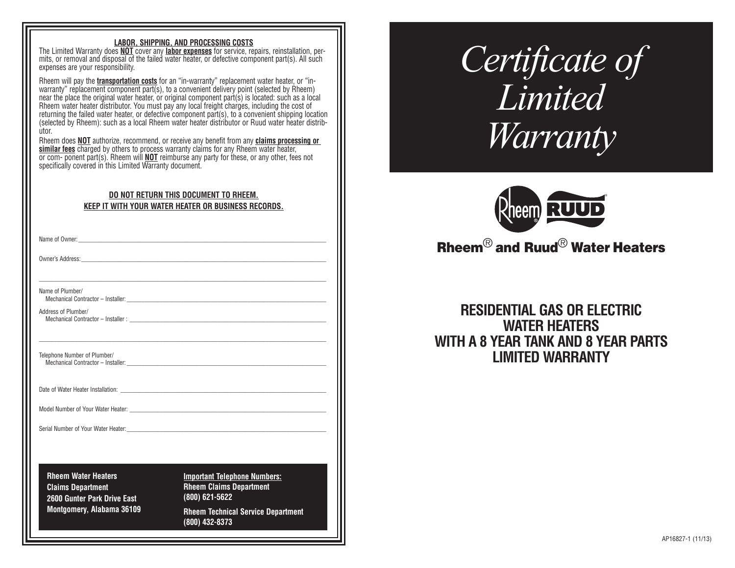### LABOR, SHIPPING, AND PROCESSING COSTS

The Limited Warranty does **NOT** cover any **labor expenses** for service, repairs, reinstallation, permits, or removal and disposal of the failed water heater, or defective component part(s). All such expenses are your responsibility.

Rheem will pay the **transportation costs** for an "in-warranty" replacement water heater, or "in-warranty" replacement component part(s), to a convenient delivery point (selected by Rheem) near the place the original water heater, or original component part(s) is located: such as a local Rheem water heater distributor. You must pay any local freight charges, including the cost of returning the failed water heater, or defective component part(s), to a convenient shipping location (selected by Rheem): such as a local Rheem water heater distributor or Ruud water heater distributor.

Rheem does **NOT** authorize, recommend, or receive any benefit from any **claims processing or similar fees** charged by others to process warranty claims for any Rheem water heater, or com- ponent part(s). Rheem will **NOT** reimburse any party for these, or any other, fees not specifically covered in this Limited Warranty document.

**DO NOT RETURN THIS DOCUMENT TO RHEEM.**
**KEEP IT WITH YOUR WATER HEATER OR BUSINESS RECORDS.**

Name of Owner: ____________________

Owner's Address: ____________________

____________________

Name of Plumber/
Mechanical Contractor – Installer: ____________________

Address of Plumber/
Mechanical Contractor – Installer : ____________________

____________________

Telephone Number of Plumber/
Mechanical Contractor – Installer: ____________________

Date of Water Heater Installation: ____________________

Model Number of Your Water Heater: ____________________

Serial Number of Your Water Heater: ____________________

**Rheem Water Heaters**
**Claims Department**
**2600 Gunter Park Drive East**
**Montgomery, Alabama 36109**

**Important Telephone Numbers:**
**Rheem Claims Department**
**(800) 621-5622**

**Rheem Technical Service Department**
**(800) 432-8373**

# *Certificate of Limited Warranty*

**Rheem® and Ruud® Water Heaters**

## RESIDENTIAL GAS OR ELECTRIC WATER HEATERS WITH A 8 YEAR TANK AND 8 YEAR PARTS LIMITED WARRANTY

AP16827-1 (11/13)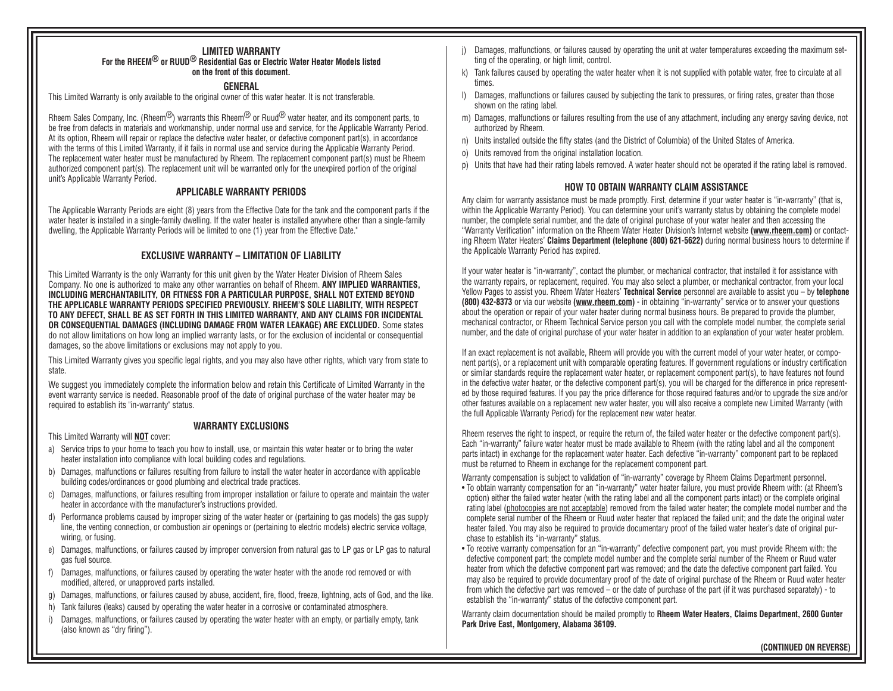**LIMITED WARRANTY**
**For the RHEEM® or RUUD® Residential Gas or Electric Water Heater Models listed on the front of this document.**

## GENERAL

This Limited Warranty is only available to the original owner of this water heater. It is not transferable.

Rheem Sales Company, Inc. (Rheem®) warrants this Rheem® or Ruud® water heater, and its component parts, to be free from defects in materials and workmanship, under normal use and service, for the Applicable Warranty Period. At its option, Rheem will repair or replace the defective water heater, or defective component part(s), in accordance with the terms of this Limited Warranty, if it fails in normal use and service during the Applicable Warranty Period. The replacement water heater must be manufactured by Rheem. The replacement component part(s) must be Rheem authorized component part(s). The replacement unit will be warranted only for the unexpired portion of the original unit's Applicable Warranty Period.

## APPLICABLE WARRANTY PERIODS

The Applicable Warranty Periods are eight (8) years from the Effective Date for the tank and the component parts if the water heater is installed in a single-family dwelling. If the water heater is installed anywhere other than a single-family dwelling, the Applicable Warranty Periods will be limited to one (1) year from the Effective Date.*

## EXCLUSIVE WARRANTY – LIMITATION OF LIABILITY

This Limited Warranty is the only Warranty for this unit given by the Water Heater Division of Rheem Sales Company. No one is authorized to make any other warranties on behalf of Rheem. **ANY IMPLIED WARRANTIES, INCLUDING MERCHANTABILITY, OR FITNESS FOR A PARTICULAR PURPOSE, SHALL NOT EXTEND BEYOND THE APPLICABLE WARRANTY PERIODS SPECIFIED PREVIOUSLY. RHEEM'S SOLE LIABILITY, WITH RESPECT TO ANY DEFECT, SHALL BE AS SET FORTH IN THIS LIMITED WARRANTY, AND ANY CLAIMS FOR INCIDENTAL OR CONSEQUENTIAL DAMAGES (INCLUDING DAMAGE FROM WATER LEAKAGE) ARE EXCLUDED.** Some states do not allow limitations on how long an implied warranty lasts, or for the exclusion of incidental or consequential damages, so the above limitations or exclusions may not apply to you.

This Limited Warranty gives you specific legal rights, and you may also have other rights, which vary from state to state.

We suggest you immediately complete the information below and retain this Certificate of Limited Warranty in the event warranty service is needed. Reasonable proof of the date of original purchase of the water heater may be required to establish its "in-warranty" status.

## WARRANTY EXCLUSIONS

This Limited Warranty will **NOT** cover:

a) Service trips to your home to teach you how to install, use, or maintain this water heater or to bring the water heater installation into compliance with local building codes and regulations.
b) Damages, malfunctions or failures resulting from failure to install the water heater in accordance with applicable building codes/ordinances or good plumbing and electrical trade practices.
c) Damages, malfunctions, or failures resulting from improper installation or failure to operate and maintain the water heater in accordance with the manufacturer's instructions provided.
d) Performance problems caused by improper sizing of the water heater or (pertaining to gas models) the gas supply line, the venting connection, or combustion air openings or (pertaining to electric models) electric service voltage, wiring, or fusing.
e) Damages, malfunctions, or failures caused by improper conversion from natural gas to LP gas or LP gas to natural gas fuel source.
f) Damages, malfunctions, or failures caused by operating the water heater with the anode rod removed or with modified, altered, or unapproved parts installed.
g) Damages, malfunctions, or failures caused by abuse, accident, fire, flood, freeze, lightning, acts of God, and the like.
h) Tank failures (leaks) caused by operating the water heater in a corrosive or contaminated atmosphere.
i) Damages, malfunctions, or failures caused by operating the water heater with an empty, or partially empty, tank (also known as "dry firing").
j) Damages, malfunctions, or failures caused by operating the unit at water temperatures exceeding the maximum setting of the operating, or high limit, control.
k) Tank failures caused by operating the water heater when it is not supplied with potable water, free to circulate at all times.
l) Damages, malfunctions or failures caused by subjecting the tank to pressures, or firing rates, greater than those shown on the rating label.
m) Damages, malfunctions or failures resulting from the use of any attachment, including any energy saving device, not authorized by Rheem.
n) Units installed outside the fifty states (and the District of Columbia) of the United States of America.
o) Units removed from the original installation location.
p) Units that have had their rating labels removed. A water heater should not be operated if the rating label is removed.

## HOW TO OBTAIN WARRANTY CLAIM ASSISTANCE

Any claim for warranty assistance must be made promptly. First, determine if your water heater is "in-warranty" (that is, within the Applicable Warranty Period). You can determine your unit's warranty status by obtaining the complete model number, the complete serial number, and the date of original purchase of your water heater and then accessing the "Warranty Verification" information on the Rheem Water Heater Division's Internet website **(www.rheem.com)** or contacting Rheem Water Heaters' **Claims Department (telephone (800) 621-5622)** during normal business hours to determine if the Applicable Warranty Period has expired.

If your water heater is "in-warranty", contact the plumber, or mechanical contractor, that installed it for assistance with the warranty repairs, or replacement, required. You may also select a plumber, or mechanical contractor, from your local Yellow Pages to assist you. Rheem Water Heaters' **Technical Service** personnel are available to assist you – by **telephone (800) 432-8373** or via our website **(www.rheem.com)** - in obtaining "in-warranty" service or to answer your questions about the operation or repair of your water heater during normal business hours. Be prepared to provide the plumber, mechanical contractor, or Rheem Technical Service person you call with the complete model number, the complete serial number, and the date of original purchase of your water heater in addition to an explanation of your water heater problem.

If an exact replacement is not available, Rheem will provide you with the current model of your water heater, or component part(s), or a replacement unit with comparable operating features. If government regulations or industry certification or similar standards require the replacement water heater, or replacement component part(s), to have features not found in the defective water heater, or the defective component part(s), you will be charged for the difference in price represented by those required features. If you pay the price difference for those required features and/or to upgrade the size and/or other features available on a replacement new water heater, you will also receive a complete new Limited Warranty (with the full Applicable Warranty Period) for the replacement new water heater.

Rheem reserves the right to inspect, or require the return of, the failed water heater or the defective component part(s). Each "in-warranty" failure water heater must be made available to Rheem (with the rating label and all the component parts intact) in exchange for the replacement water heater. Each defective "in-warranty" component part to be replaced must be returned to Rheem in exchange for the replacement component part.

Warranty compensation is subject to validation of "in-warranty" coverage by Rheem Claims Department personnel.

- To obtain warranty compensation for an "in-warranty" water heater failure, you must provide Rheem with: (at Rheem's option) either the failed water heater (with the rating label and all the component parts intact) or the complete original rating label (photocopies are not acceptable) removed from the failed water heater; the complete model number and the complete serial number of the Rheem or Ruud water heater that replaced the failed unit; and the date the original water heater failed. You may also be required to provide documentary proof of the failed water heater's date of original purchase to establish its "in-warranty" status.
- To receive warranty compensation for an "in-warranty" defective component part, you must provide Rheem with: the defective component part; the complete model number and the complete serial number of the Rheem or Ruud water heater from which the defective component part was removed; and the date the defective component part failed. You may also be required to provide documentary proof of the date of original purchase of the Rheem or Ruud water heater from which the defective part was removed – or the date of purchase of the part (if it was purchased separately) - to establish the "in-warranty" status of the defective component part.

Warranty claim documentation should be mailed promptly to **Rheem Water Heaters, Claims Department, 2600 Gunter Park Drive East, Montgomery, Alabama 36109.**

**(CONTINUED ON REVERSE)**